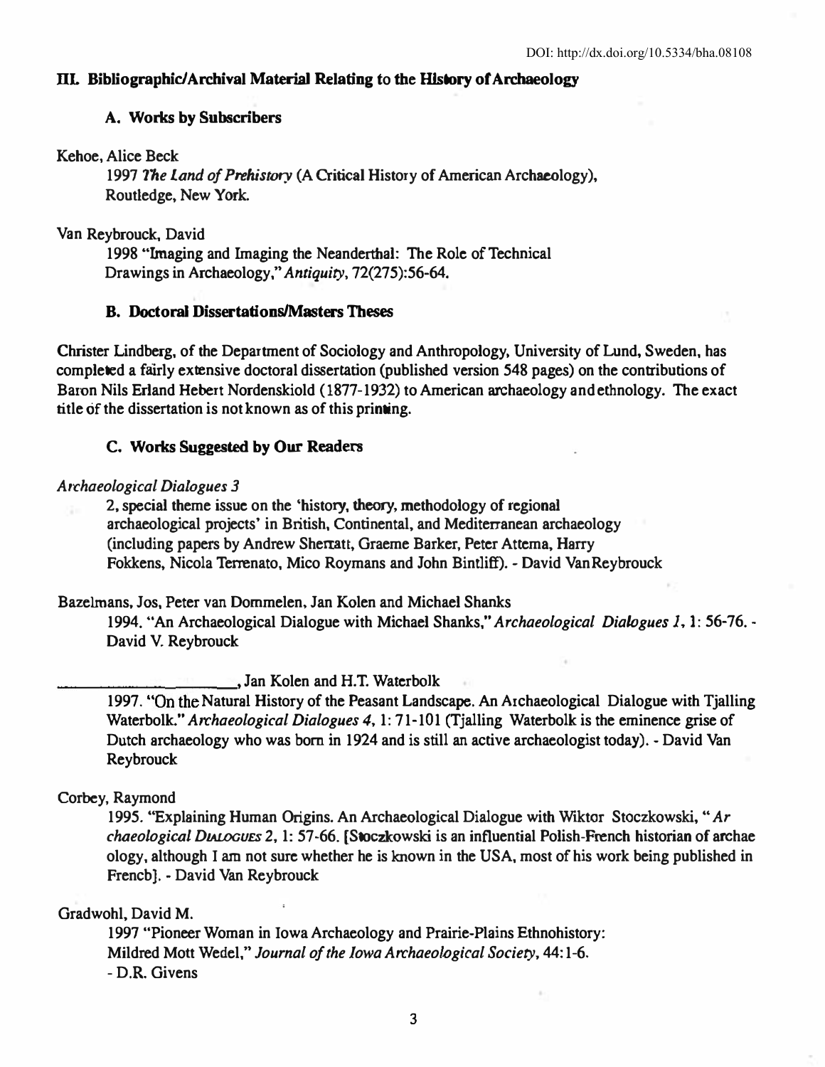## III. Bibliographic/Archival Material Relating to the History of Archaeology

### A. Works by Subscribers

Kehoe, Alice Beck

1997 *The Land of Prehistory* (A Critical History of American Archaeology), Routledge, New York.

Van Reybrouck, David

1998 "Imaging and Imaging the Neanderthal: The Role of Technical Drawings in Archaeology," *Antiquity*, 72(275):56-64.

### B. Doctoral Dissertations/Masters Theses

Christer Lindberg, of the Department of Sociology and Anthropology, University of Lund, Sweden, has completed a fairly extensive doctoral dissertation (published version 548 pages) on the contributions of Baron Nils Erland Hebert Nordenskiold (1877-1932) to American archaeology and ethnology. The exact title of the dissertation is not known as of this printing.

### C. Works Suggested by Our Readers

*Archaeological Dialogues 3*

2, special theme issue on the 'history, theory, methodology of regional archaeological projects' in British, Continental, and Mediterranean archaeology (including papers by Andrew Sherratt, Graeme Barker, Peter Attema, Harry Fokkens, Nicola Terrenato, Mico Roymans and John Bintliff). - David Van Reybrouck

Bazelmans, Jos, Peter van Dommelen, Jan Kolen and Michael Shanks

1994. "An Archaeological Dialogue with Michael Shanks," *Archaeological Dialogues 1*, 1: 56-76. - David V. Reybrouck

______________________, Jan Kolen and H.T. Waterbolk

1997. "On the Natural History of the Peasant Landscape. An Archaeological Dialogue with Tjalling Waterbolk." *Archaeological Dialogues 4*, 1: 71-101 (Tjalling Waterbolk is the eminence grise of Dutch archaeology who was born in 1924 and is still an active archaeologist today). - David Van Reybrouck

Corbey, Raymond

1995. "Explaining Human Origins. An Archaeological Dialogue with Wiktor Stoczkowski, "*Archaeological Dialogues* 2, 1: 57-66. [Stoczkowski is an influential Polish-French historian of archaeology, although I am not sure whether he is known in the USA, most of his work being published in French]. - David Van Reybrouck

Gradwohl, David M.

1997 "Pioneer Woman in Iowa Archaeology and Prairie-Plains Ethnohistory: Mildred Mott Wedel," *Journal of the Iowa Archaeological Society*, 44:1-6.
- D.R. Givens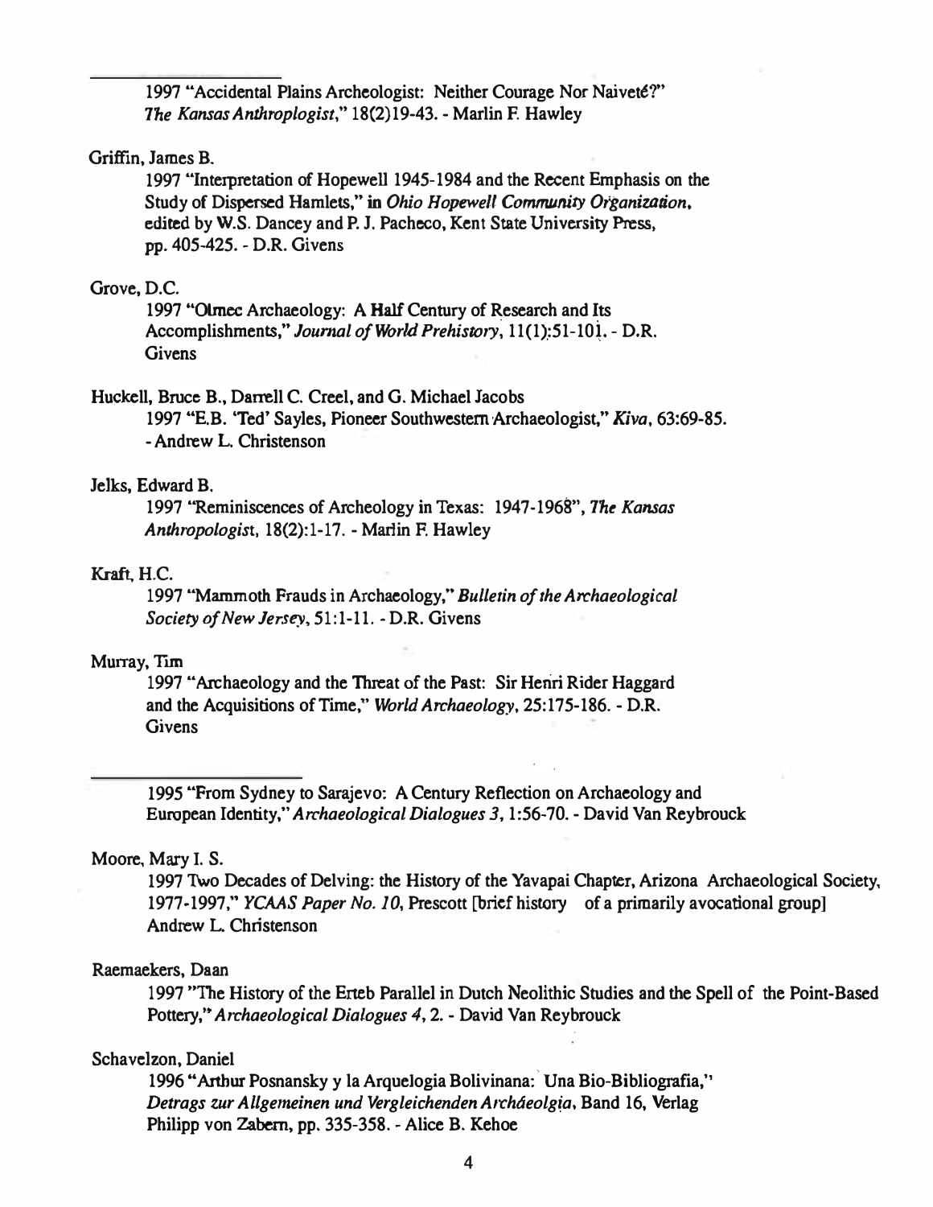\_\_\_\_\_\_\_\_\_\_\_\_\_\_\_\_

1997 "Accidental Plains Archeologist: Neither Courage Nor Naiveté?" *The Kansas Anthropologist*," 18(2)19-43. - Marlin F. Hawley

Griffin, James B.

1997 "Interpretation of Hopewell 1945-1984 and the Recent Emphasis on the Study of Dispersed Hamlets," in *Ohio Hopewell Community Organization*, edited by W.S. Dancey and P. J. Pacheco, Kent State University Press, pp. 405-425. - D.R. Givens

Grove, D.C.

1997 "Olmec Archaeology: A Half Century of Research and Its Accomplishments," *Journal of World Prehistory*, 11(1):51-101. - D.R. Givens

Huckell, Bruce B., Darrell C. Creel, and G. Michael Jacobs

1997 "E.B. 'Ted' Sayles, Pioneer Southwestern Archaeologist," *Kiva*, 63:69-85. - Andrew L. Christenson

Jelks, Edward B.

1997 "Reminiscences of Archeology in Texas: 1947-1968", *The Kansas Anthropologist*, 18(2):1-17. - Marlin F. Hawley

Kraft, H.C.

1997 "Mammoth Frauds in Archaeology," *Bulletin of the Archaeological Society of New Jersey*, 51:1-11. - D.R. Givens

Murray, Tim

1997 "Archaeology and the Threat of the Past: Sir Henri Rider Haggard and the Acquisitions of Time," *World Archaeology*, 25:175-186. - D.R. Givens

\_\_\_\_\_\_\_\_\_\_\_\_\_\_\_\_

1995 "From Sydney to Sarajevo: A Century Reflection on Archaeology and European Identity," *Archaeological Dialogues 3*, 1:56-70. - David Van Reybrouck

Moore, Mary I. S.

1997 Two Decades of Delving: the History of the Yavapai Chapter, Arizona Archaeological Society, 1977-1997," *YCAAS Paper No. 10*, Prescott [brief history of a primarily avocational group] Andrew L. Christenson

Raemaekers, Daan

1997 "The History of the Erteb Parallel in Dutch Neolithic Studies and the Spell of the Point-Based Pottery," *Archaeological Dialogues 4*, 2. - David Van Reybrouck

Schavelzon, Daniel

1996 "Arthur Posnansky y la Arquelogia Bolivinana: Una Bio-Bibliografia," *Detrags zur Allgemeinen und Vergleichenden Archáeolgia*, Band 16, Verlag Philipp von Zabern, pp. 335-358. - Alice B. Kehoe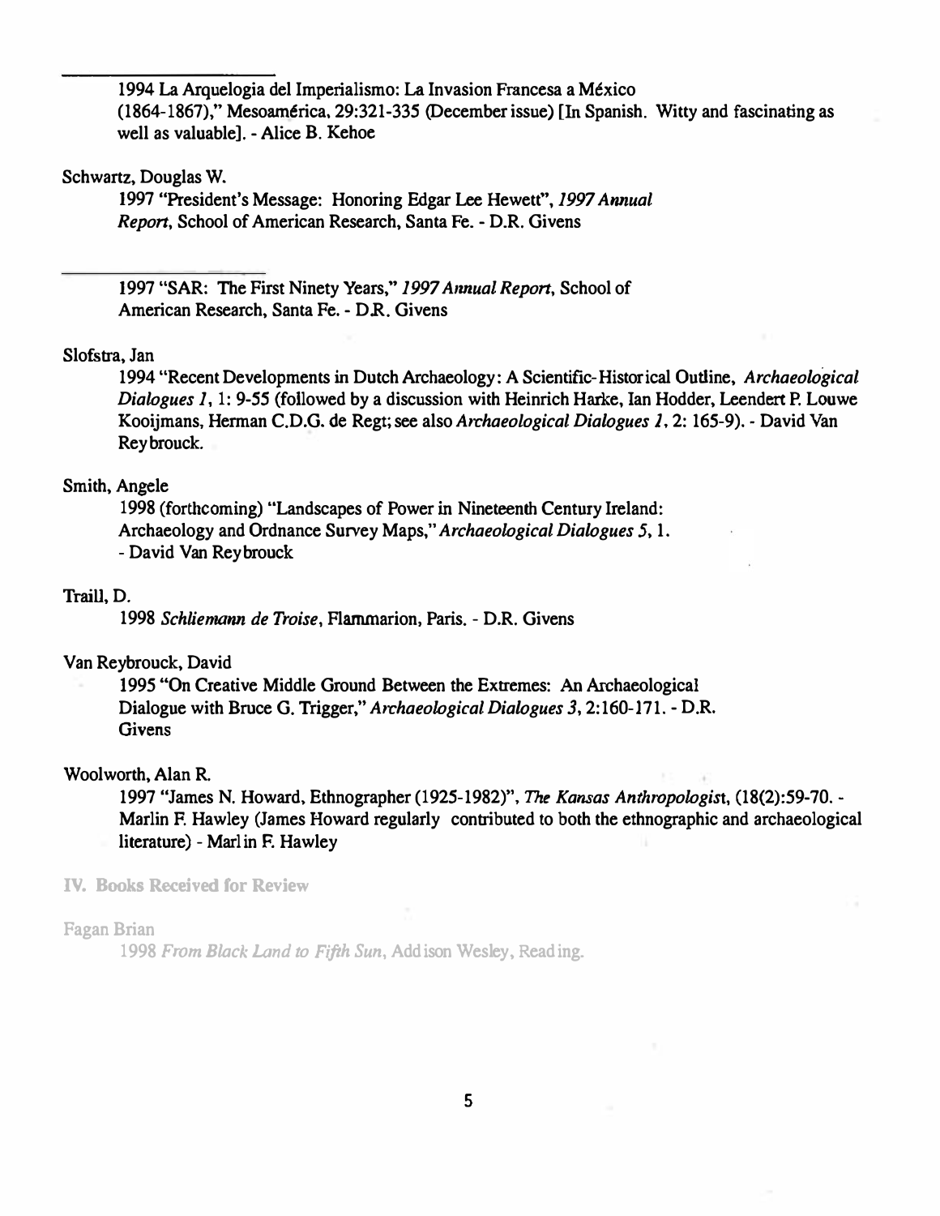\_\_\_\_\_\_\_\_\_\_\_\_\_\_\_\_

1994 La Arquelogia del Imperialismo: La Invasion Francesa a México (1864-1867)," Mesoamérica, 29:321-335 (December issue) [In Spanish. Witty and fascinating as well as valuable]. - Alice B. Kehoe

Schwartz, Douglas W.

1997 "President's Message: Honoring Edgar Lee Hewett", *1997 Annual Report*, School of American Research, Santa Fe. - D.R. Givens

\_\_\_\_\_\_\_\_\_\_\_\_\_\_\_\_

1997 "SAR: The First Ninety Years," *1997 Annual Report*, School of American Research, Santa Fe. - D.R. Givens

Slofstra, Jan

1994 "Recent Developments in Dutch Archaeology: A Scientific-Historical Outline, *Archaeological Dialogues 1*, 1: 9-55 (followed by a discussion with Heinrich Harke, Ian Hodder, Leendert P. Louwe Kooijmans, Herman C.D.G. de Regt; see also *Archaeological Dialogues 1*, 2: 165-9). - David Van Reybrouck.

Smith, Angele

1998 (forthcoming) "Landscapes of Power in Nineteenth Century Ireland: Archaeology and Ordnance Survey Maps," *Archaeological Dialogues 5*, 1. - David Van Reybrouck

Traill, D.

1998 *Schliemann de Troise*, Flammarion, Paris. - D.R. Givens

Van Reybrouck, David

1995 "On Creative Middle Ground Between the Extremes: An Archaeological Dialogue with Bruce G. Trigger," *Archaeological Dialogues 3*, 2:160-171. - D.R. Givens

Woolworth, Alan R.

1997 "James N. Howard, Ethnographer (1925-1982)", *The Kansas Anthropologist*, (18(2):59-70. - Marlin F. Hawley (James Howard regularly contributed to both the ethnographic and archaeological literature) - Marlin F. Hawley

## IV. Books Received for Review

Fagan Brian

1998 *From Black Land to Fifth Sun*, Addison Wesley, Reading.